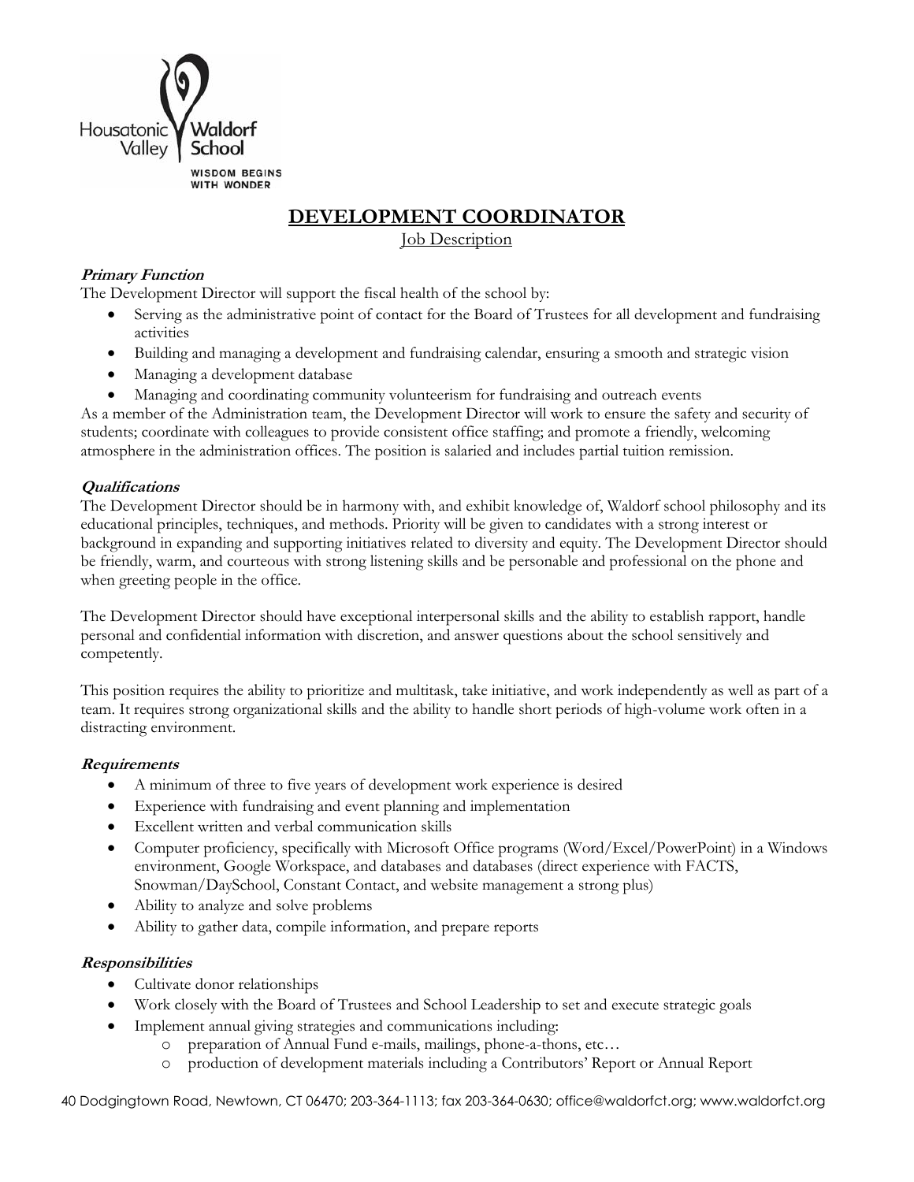Housatonic Valley Waldorf School

WISDOM BEGINS WITH WONDER

# DEVELOPMENT COORDINATOR

Job Description

### *Primary Function*

The Development Director will support the fiscal health of the school by:

- Serving as the administrative point of contact for the Board of Trustees for all development and fundraising activities
- Building and managing a development and fundraising calendar, ensuring a smooth and strategic vision
- Managing a development database
- Managing and coordinating community volunteerism for fundraising and outreach events

As a member of the Administration team, the Development Director will work to ensure the safety and security of students; coordinate with colleagues to provide consistent office staffing; and promote a friendly, welcoming atmosphere in the administration offices. The position is salaried and includes partial tuition remission.

### *Qualifications*

The Development Director should be in harmony with, and exhibit knowledge of, Waldorf school philosophy and its educational principles, techniques, and methods. Priority will be given to candidates with a strong interest or background in expanding and supporting initiatives related to diversity and equity. The Development Director should be friendly, warm, and courteous with strong listening skills and be personable and professional on the phone and when greeting people in the office.

The Development Director should have exceptional interpersonal skills and the ability to establish rapport, handle personal and confidential information with discretion, and answer questions about the school sensitively and competently.

This position requires the ability to prioritize and multitask, take initiative, and work independently as well as part of a team. It requires strong organizational skills and the ability to handle short periods of high-volume work often in a distracting environment.

### *Requirements*

- A minimum of three to five years of development work experience is desired
- Experience with fundraising and event planning and implementation
- Excellent written and verbal communication skills
- Computer proficiency, specifically with Microsoft Office programs (Word/Excel/PowerPoint) in a Windows environment, Google Workspace, and databases and databases (direct experience with FACTS, Snowman/DaySchool, Constant Contact, and website management a strong plus)
- Ability to analyze and solve problems
- Ability to gather data, compile information, and prepare reports

### *Responsibilities*

- Cultivate donor relationships
- Work closely with the Board of Trustees and School Leadership to set and execute strategic goals
- Implement annual giving strategies and communications including:
  - preparation of Annual Fund e-mails, mailings, phone-a-thons, etc…
  - production of development materials including a Contributors' Report or Annual Report

40 Dodgingtown Road, Newtown, CT 06470; 203-364-1113; fax 203-364-0630; office@waldorfct.org; www.waldorfct.org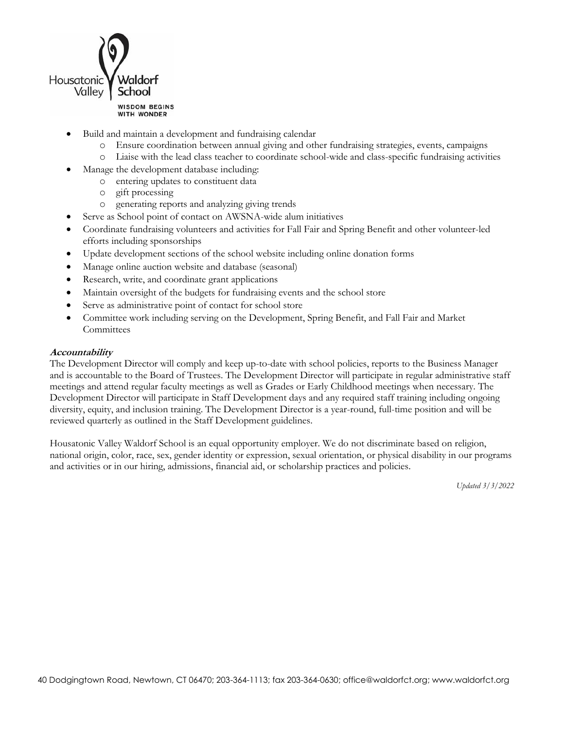- Build and maintain a development and fundraising calendar
  - Ensure coordination between annual giving and other fundraising strategies, events, campaigns
  - Liaise with the lead class teacher to coordinate school-wide and class-specific fundraising activities
- Manage the development database including:
  - entering updates to constituent data
  - gift processing
  - generating reports and analyzing giving trends
- Serve as School point of contact on AWSNA-wide alum initiatives
- Coordinate fundraising volunteers and activities for Fall Fair and Spring Benefit and other volunteer-led efforts including sponsorships
- Update development sections of the school website including online donation forms
- Manage online auction website and database (seasonal)
- Research, write, and coordinate grant applications
- Maintain oversight of the budgets for fundraising events and the school store
- Serve as administrative point of contact for school store
- Committee work including serving on the Development, Spring Benefit, and Fall Fair and Market Committees

***Accountability***

The Development Director will comply and keep up-to-date with school policies, reports to the Business Manager and is accountable to the Board of Trustees. The Development Director will participate in regular administrative staff meetings and attend regular faculty meetings as well as Grades or Early Childhood meetings when necessary. The Development Director will participate in Staff Development days and any required staff training including ongoing diversity, equity, and inclusion training. The Development Director is a year-round, full-time position and will be reviewed quarterly as outlined in the Staff Development guidelines.

Housatonic Valley Waldorf School is an equal opportunity employer. We do not discriminate based on religion, national origin, color, race, sex, gender identity or expression, sexual orientation, or physical disability in our programs and activities or in our hiring, admissions, financial aid, or scholarship practices and policies.

*Updated 3/3/2022*